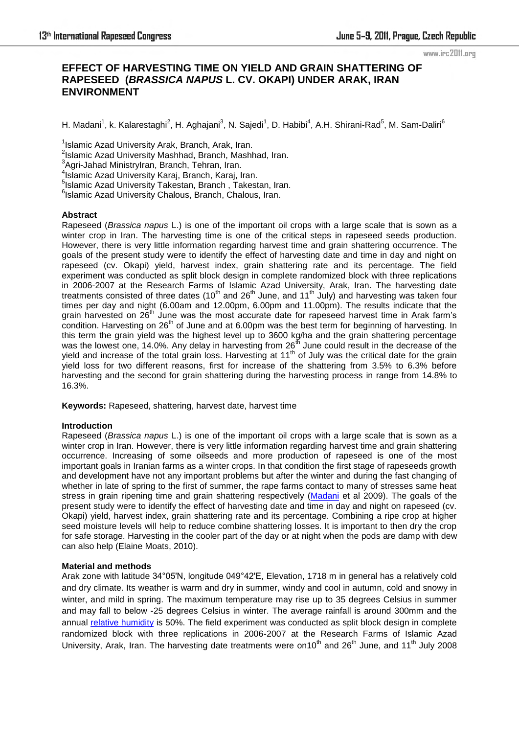# EFFECT OF HARVESTING TIME ON YIELD AND GRAIN SHATTERING OF RAPESEED (*BRASSICA NAPUS* L. CV. OKAPI) UNDER ARAK, IRAN ENVIRONMENT

H. Madani[1], k. Kalarestaghi[2], H. Aghajani[3], N. Sajedi[1], D. Habibi[4], A.H. Shirani-Rad[5], M. Sam-Daliri[6]

[1]Islamic Azad University Arak, Branch, Arak, Iran.
[2]Islamic Azad University Mashhad, Branch, Mashhad, Iran.
[3]Agri-Jahad MinistryIran, Branch, Tehran, Iran.
[4]Islamic Azad University Karaj, Branch, Karaj, Iran.
[5]Islamic Azad University Takestan, Branch , Takestan, Iran.
[6]Islamic Azad University Chalous, Branch, Chalous, Iran.

## Abstract

Rapeseed (*Brassica napus* L.) is one of the important oil crops with a large scale that is sown as a winter crop in Iran. The harvesting time is one of the critical steps in rapeseed seeds production. However, there is very little information regarding harvest time and grain shattering occurrence. The goals of the present study were to identify the effect of harvesting date and time in day and night on rapeseed (cv. Okapi) yield, harvest index, grain shattering rate and its percentage. The field experiment was conducted as split block design in complete randomized block with three replications in 2006-2007 at the Research Farms of Islamic Azad University, Arak, Iran. The harvesting date treatments consisted of three dates (10th and 26th June, and 11th July) and harvesting was taken four times per day and night (6.00am and 12.00pm, 6.00pm and 11.00pm). The results indicate that the grain harvested on 26th June was the most accurate date for rapeseed harvest time in Arak farm's condition. Harvesting on 26th of June and at 6.00pm was the best term for beginning of harvesting. In this term the grain yield was the highest level up to 3600 kg/ha and the grain shattering percentage was the lowest one, 14.0%. Any delay in harvesting from 26th June could result in the decrease of the yield and increase of the total grain loss. Harvesting at 11th of July was the critical date for the grain yield loss for two different reasons, first for increase of the shattering from 3.5% to 6.3% before harvesting and the second for grain shattering during the harvesting process in range from 14.8% to 16.3%.

**Keywords:** Rapeseed, shattering, harvest date, harvest time

## Introduction

Rapeseed (*Brassica napus* L.) is one of the important oil crops with a large scale that is sown as a winter crop in Iran. However, there is very little information regarding harvest time and grain shattering occurrence. Increasing of some oilseeds and more production of rapeseed is one of the most important goals in Iranian farms as a winter crops. In that condition the first stage of rapeseeds growth and development have not any important problems but after the winter and during the fast changing of whether in late of spring to the first of summer, the rape farms contact to many of stresses same heat stress in grain ripening time and grain shattering respectively (Madani et al 2009). The goals of the present study were to identify the effect of harvesting date and time in day and night on rapeseed (cv. Okapi) yield, harvest index, grain shattering rate and its percentage. Combining a ripe crop at higher seed moisture levels will help to reduce combine shattering losses. It is important to then dry the crop for safe storage. Harvesting in the cooler part of the day or at night when the pods are damp with dew can also help (Elaine Moats, 2010).

## Material and methods

Arak zone with latitude 34°05'N, longitude 049°42'E, Elevation, 1718 m in general has a relatively cold and dry climate. Its weather is warm and dry in summer, windy and cool in autumn, cold and snowy in winter, and mild in spring. The maximum temperature may rise up to 35 degrees Celsius in summer and may fall to below -25 degrees Celsius in winter. The average rainfall is around 300mm and the annual relative humidity is 50%. The field experiment was conducted as split block design in complete randomized block with three replications in 2006-2007 at the Research Farms of Islamic Azad University, Arak, Iran. The harvesting date treatments were on10th and 26th June, and 11th July 2008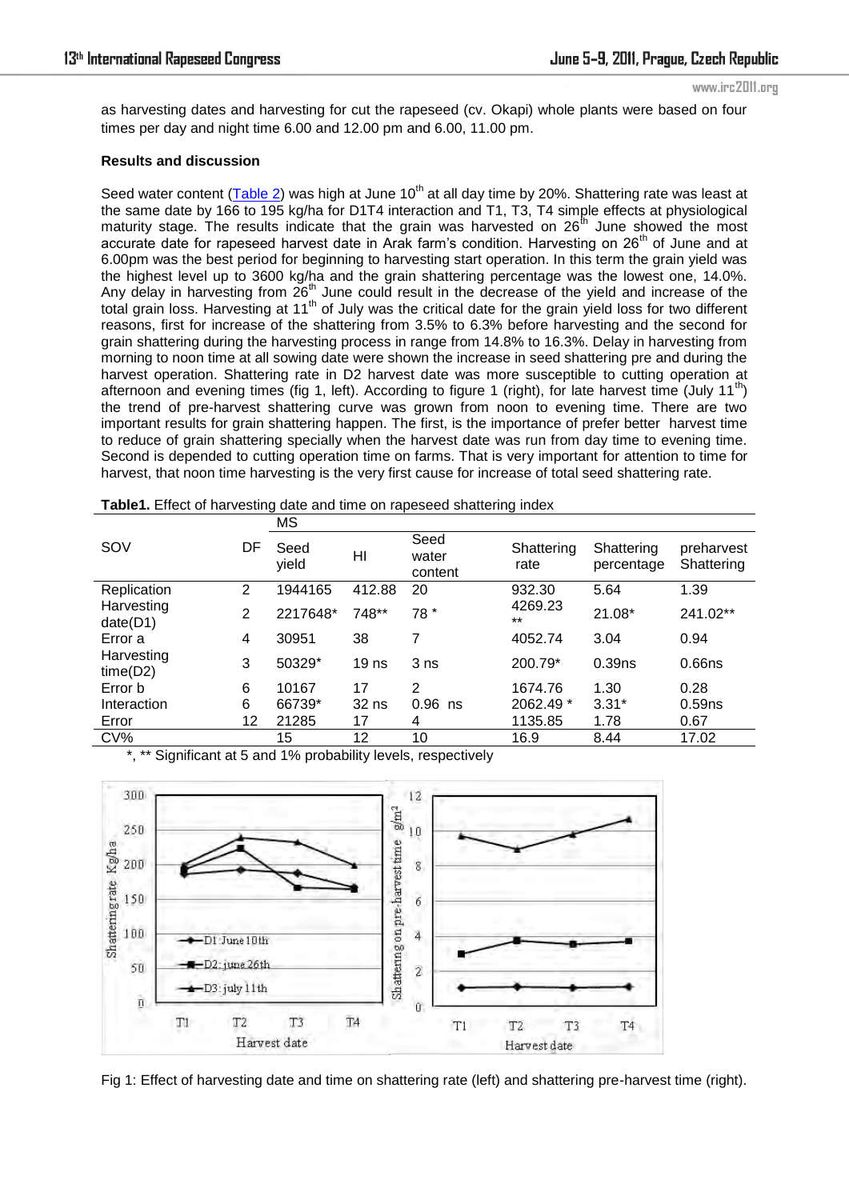as harvesting dates and harvesting for cut the rapeseed (cv. Okapi) whole plants were based on four times per day and night time 6.00 and 12.00 pm and 6.00, 11.00 pm.

**Results and discussion**

Seed water content (Table 2) was high at June 10th at all day time by 20%. Shattering rate was least at the same date by 166 to 195 kg/ha for D1T4 interaction and T1, T3, T4 simple effects at physiological maturity stage. The results indicate that the grain was harvested on 26th June showed the most accurate date for rapeseed harvest date in Arak farm's condition. Harvesting on 26th of June and at 6.00pm was the best period for beginning to harvesting start operation. In this term the grain yield was the highest level up to 3600 kg/ha and the grain shattering percentage was the lowest one, 14.0%. Any delay in harvesting from 26th June could result in the decrease of the yield and increase of the total grain loss. Harvesting at 11th of July was the critical date for the grain yield loss for two different reasons, first for increase of the shattering from 3.5% to 6.3% before harvesting and the second for grain shattering during the harvesting process in range from 14.8% to 16.3%. Delay in harvesting from morning to noon time at all sowing date were shown the increase in seed shattering pre and during the harvest operation. Shattering rate in D2 harvest date was more susceptible to cutting operation at afternoon and evening times (fig 1, left). According to figure 1 (right), for late harvest time (July 11th) the trend of pre-harvest shattering curve was grown from noon to evening time. There are two important results for grain shattering happen. The first, is the importance of prefer better harvest time to reduce of grain shattering specially when the harvest date was run from day time to evening time. Second is depended to cutting operation time on farms. That is very important for attention to time for harvest, that noon time harvesting is the very first cause for increase of total seed shattering rate.

**Table1.** Effect of harvesting date and time on rapeseed shattering index

| SOV | DF | MS | | | | | |
|---|---|---|---|---|---|---|---|
| | | Seed yield | HI | Seed water content | Shattering rate | Shattering percentage | preharvest Shattering |
| Replication | 2 | 1944165 | 412.88 | 20 | 932.30 | 5.64 | 1.39 |
| Harvesting date(D1) | 2 | 2217648* | 748** | 78 * | 4269.23 ** | 21.08* | 241.02** |
| Error a | 4 | 30951 | 38 | 7 | 4052.74 | 3.04 | 0.94 |
| Harvesting time(D2) | 3 | 50329* | 19 ns | 3 ns | 200.79* | 0.39ns | 0.66ns |
| Error b | 6 | 10167 | 17 | 2 | 1674.76 | 1.30 | 0.28 |
| Interaction | 6 | 66739* | 32 ns | 0.96 ns | 2062.49 * | 3.31* | 0.59ns |
| Error | 12 | 21285 | 17 | 4 | 1135.85 | 1.78 | 0.67 |
| CV% | | 15 | 12 | 10 | 16.9 | 8.44 | 17.02 |

*, ** Significant at 5 and 1% probability levels, respectively

Fig 1: Effect of harvesting date and time on shattering rate (left) and shattering pre-harvest time (right).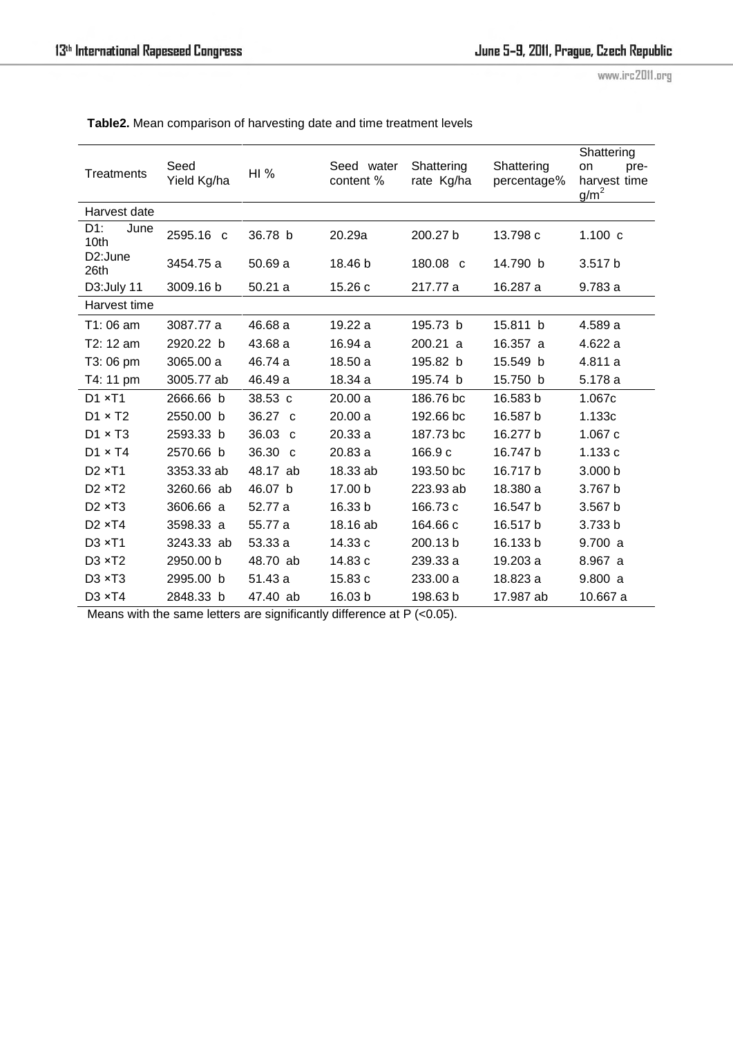**Table2.** Mean comparison of harvesting date and time treatment levels

| Treatments | Seed Yield Kg/ha | HI % | Seed water content % | Shattering rate Kg/ha | Shattering percentage% | Shattering on pre-harvest time g/m$^2$ |
|---|---|---|---|---|---|---|
| Harvest date | | | | | | |
| D1: June 10th | 2595.16 c | 36.78 b | 20.29a | 200.27 b | 13.798 c | 1.100 c |
| D2:June 26th | 3454.75 a | 50.69 a | 18.46 b | 180.08 c | 14.790 b | 3.517 b |
| D3:July 11 | 3009.16 b | 50.21 a | 15.26 c | 217.77 a | 16.287 a | 9.783 a |
| Harvest time | | | | | | |
| T1: 06 am | 3087.77 a | 46.68 a | 19.22 a | 195.73 b | 15.811 b | 4.589 a |
| T2: 12 am | 2920.22 b | 43.68 a | 16.94 a | 200.21 a | 16.357 a | 4.622 a |
| T3: 06 pm | 3065.00 a | 46.74 a | 18.50 a | 195.82 b | 15.549 b | 4.811 a |
| T4: 11 pm | 3005.77 ab | 46.49 a | 18.34 a | 195.74 b | 15.750 b | 5.178 a |
| D1 ×T1 | 2666.66 b | 38.53 c | 20.00 a | 186.76 bc | 16.583 b | 1.067c |
| D1 × T2 | 2550.00 b | 36.27 c | 20.00 a | 192.66 bc | 16.587 b | 1.133c |
| D1 × T3 | 2593.33 b | 36.03 c | 20.33 a | 187.73 bc | 16.277 b | 1.067 c |
| D1 × T4 | 2570.66 b | 36.30 c | 20.83 a | 166.9 c | 16.747 b | 1.133 c |
| D2 ×T1 | 3353.33 ab | 48.17 ab | 18.33 ab | 193.50 bc | 16.717 b | 3.000 b |
| D2 ×T2 | 3260.66 ab | 46.07 b | 17.00 b | 223.93 ab | 18.380 a | 3.767 b |
| D2 ×T3 | 3606.66 a | 52.77 a | 16.33 b | 166.73 c | 16.547 b | 3.567 b |
| D2 ×T4 | 3598.33 a | 55.77 a | 18.16 ab | 164.66 c | 16.517 b | 3.733 b |
| D3 ×T1 | 3243.33 ab | 53.33 a | 14.33 c | 200.13 b | 16.133 b | 9.700 a |
| D3 ×T2 | 2950.00 b | 48.70 ab | 14.83 c | 239.33 a | 19.203 a | 8.967 a |
| D3 ×T3 | 2995.00 b | 51.43 a | 15.83 c | 233.00 a | 18.823 a | 9.800 a |
| D3 ×T4 | 2848.33 b | 47.40 ab | 16.03 b | 198.63 b | 17.987 ab | 10.667 a |

Means with the same letters are significantly difference at P (<0.05).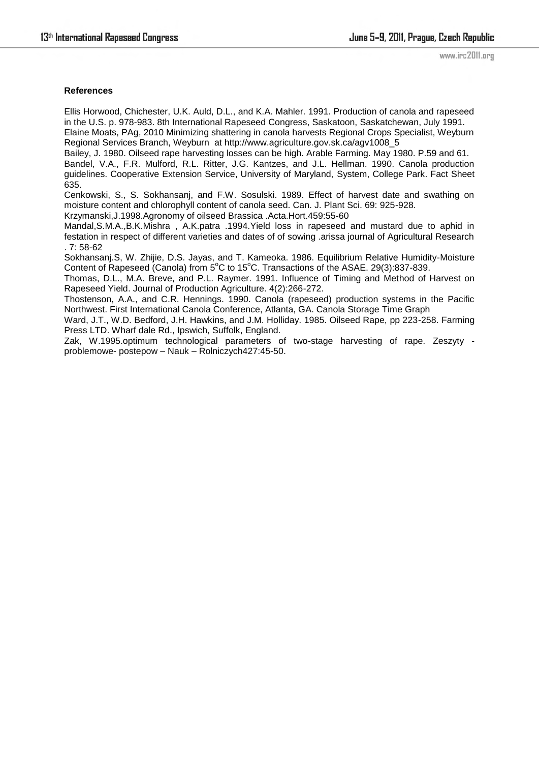**References**

Ellis Horwood, Chichester, U.K. Auld, D.L., and K.A. Mahler. 1991. Production of canola and rapeseed in the U.S. p. 978-983. 8th International Rapeseed Congress, Saskatoon, Saskatchewan, July 1991.

Elaine Moats, PAg, 2010 Minimizing shattering in canola harvests Regional Crops Specialist, Weyburn Regional Services Branch, Weyburn at http://www.agriculture.gov.sk.ca/agv1008_5

Bailey, J. 1980. Oilseed rape harvesting losses can be high. Arable Farming. May 1980. P.59 and 61.

Bandel, V.A., F.R. Mulford, R.L. Ritter, J.G. Kantzes, and J.L. Hellman. 1990. Canola production guidelines. Cooperative Extension Service, University of Maryland, System, College Park. Fact Sheet 635.

Cenkowski, S., S. Sokhansanj, and F.W. Sosulski. 1989. Effect of harvest date and swathing on moisture content and chlorophyll content of canola seed. Can. J. Plant Sci. 69: 925-928.

Krzymanski,J.1998.Agronomy of oilseed Brassica .Acta.Hort.459:55-60

Mandal,S.M.A.,B.K.Mishra , A.K.patra .1994.Yield loss in rapeseed and mustard due to aphid in festation in respect of different varieties and dates of of sowing .arissa journal of Agricultural Research . 7: 58-62

Sokhansanj.S, W. Zhijie, D.S. Jayas, and T. Kameoka. 1986. Equilibrium Relative Humidity-Moisture Content of Rapeseed (Canola) from 5$^{o}$C to 15$^{o}$C. Transactions of the ASAE. 29(3):837-839.

Thomas, D.L., M.A. Breve, and P.L. Raymer. 1991. Influence of Timing and Method of Harvest on Rapeseed Yield. Journal of Production Agriculture. 4(2):266-272.

Thostenson, A.A., and C.R. Hennings. 1990. Canola (rapeseed) production systems in the Pacific Northwest. First International Canola Conference, Atlanta, GA. Canola Storage Time Graph

Ward, J.T., W.D. Bedford, J.H. Hawkins, and J.M. Holliday. 1985. Oilseed Rape, pp 223-258. Farming Press LTD. Wharf dale Rd., Ipswich, Suffolk, England.

Zak, W.1995.optimum technological parameters of two-stage harvesting of rape. Zeszyty - problemowe- postepow – Nauk – Rolniczych427:45-50.